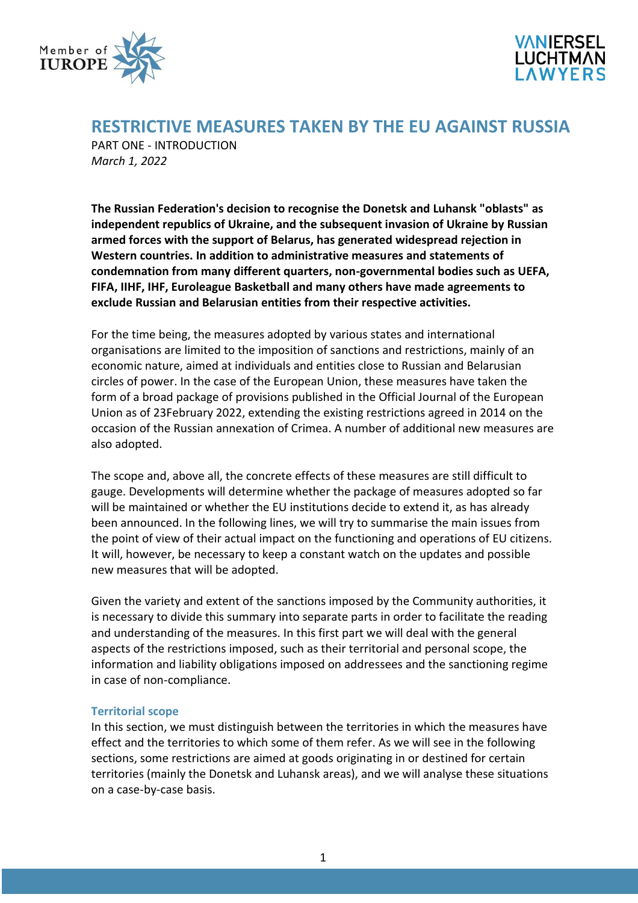# RESTRICTIVE MEASURES TAKEN BY THE EU AGAINST RUSSIA

PART ONE - INTRODUCTION

*March 1, 2022*

**The Russian Federation's decision to recognise the Donetsk and Luhansk "oblasts" as independent republics of Ukraine, and the subsequent invasion of Ukraine by Russian armed forces with the support of Belarus, has generated widespread rejection in Western countries. In addition to administrative measures and statements of condemnation from many different quarters, non-governmental bodies such as UEFA, FIFA, IIHF, IHF, Euroleague Basketball and many others have made agreements to exclude Russian and Belarusian entities from their respective activities.**

For the time being, the measures adopted by various states and international organisations are limited to the imposition of sanctions and restrictions, mainly of an economic nature, aimed at individuals and entities close to Russian and Belarusian circles of power. In the case of the European Union, these measures have taken the form of a broad package of provisions published in the Official Journal of the European Union as of 23February 2022, extending the existing restrictions agreed in 2014 on the occasion of the Russian annexation of Crimea. A number of additional new measures are also adopted.

The scope and, above all, the concrete effects of these measures are still difficult to gauge. Developments will determine whether the package of measures adopted so far will be maintained or whether the EU institutions decide to extend it, as has already been announced. In the following lines, we will try to summarise the main issues from the point of view of their actual impact on the functioning and operations of EU citizens. It will, however, be necessary to keep a constant watch on the updates and possible new measures that will be adopted.

Given the variety and extent of the sanctions imposed by the Community authorities, it is necessary to divide this summary into separate parts in order to facilitate the reading and understanding of the measures. In this first part we will deal with the general aspects of the restrictions imposed, such as their territorial and personal scope, the information and liability obligations imposed on addressees and the sanctioning regime in case of non-compliance.

## Territorial scope

In this section, we must distinguish between the territories in which the measures have effect and the territories to which some of them refer. As we will see in the following sections, some restrictions are aimed at goods originating in or destined for certain territories (mainly the Donetsk and Luhansk areas), and we will analyse these situations on a case-by-case basis.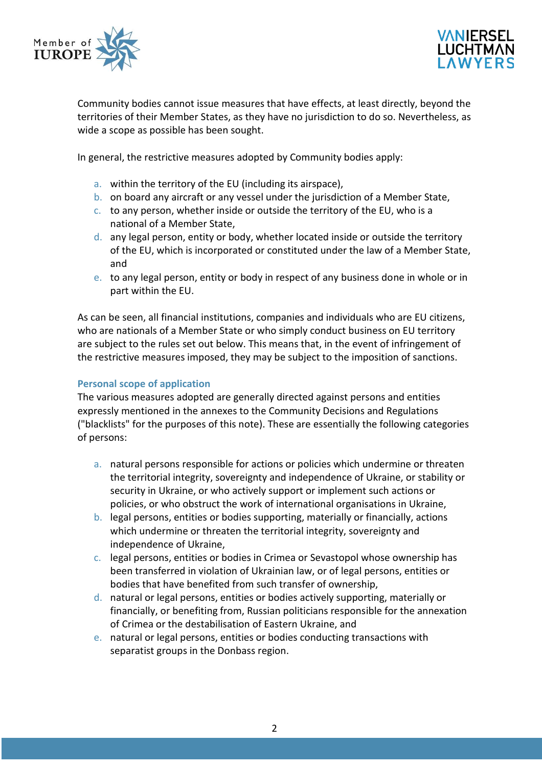Community bodies cannot issue measures that have effects, at least directly, beyond the territories of their Member States, as they have no jurisdiction to do so. Nevertheless, as wide a scope as possible has been sought.

In general, the restrictive measures adopted by Community bodies apply:

a. within the territory of the EU (including its airspace),
b. on board any aircraft or any vessel under the jurisdiction of a Member State,
c. to any person, whether inside or outside the territory of the EU, who is a national of a Member State,
d. any legal person, entity or body, whether located inside or outside the territory of the EU, which is incorporated or constituted under the law of a Member State, and
e. to any legal person, entity or body in respect of any business done in whole or in part within the EU.

As can be seen, all financial institutions, companies and individuals who are EU citizens, who are nationals of a Member State or who simply conduct business on EU territory are subject to the rules set out below. This means that, in the event of infringement of the restrictive measures imposed, they may be subject to the imposition of sanctions.

### Personal scope of application

The various measures adopted are generally directed against persons and entities expressly mentioned in the annexes to the Community Decisions and Regulations ("blacklists" for the purposes of this note). These are essentially the following categories of persons:

a. natural persons responsible for actions or policies which undermine or threaten the territorial integrity, sovereignty and independence of Ukraine, or stability or security in Ukraine, or who actively support or implement such actions or policies, or who obstruct the work of international organisations in Ukraine,
b. legal persons, entities or bodies supporting, materially or financially, actions which undermine or threaten the territorial integrity, sovereignty and independence of Ukraine,
c. legal persons, entities or bodies in Crimea or Sevastopol whose ownership has been transferred in violation of Ukrainian law, or of legal persons, entities or bodies that have benefited from such transfer of ownership,
d. natural or legal persons, entities or bodies actively supporting, materially or financially, or benefiting from, Russian politicians responsible for the annexation of Crimea or the destabilisation of Eastern Ukraine, and
e. natural or legal persons, entities or bodies conducting transactions with separatist groups in the Donbass region.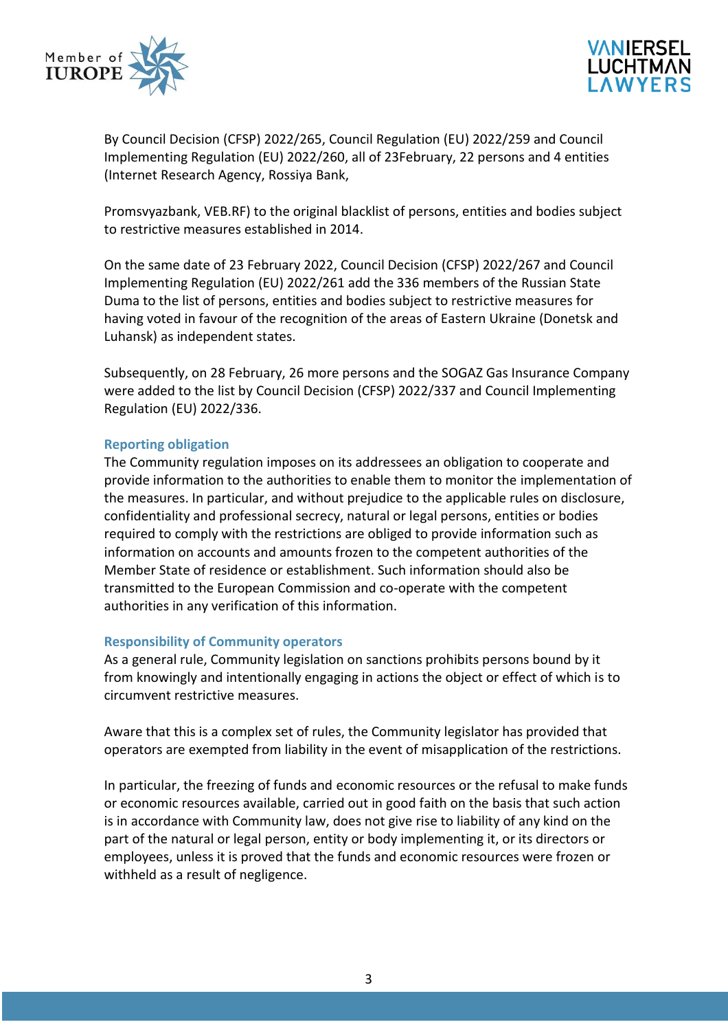By Council Decision (CFSP) 2022/265, Council Regulation (EU) 2022/259 and Council Implementing Regulation (EU) 2022/260, all of 23February, 22 persons and 4 entities (Internet Research Agency, Rossiya Bank,

Promsvyazbank, VEB.RF) to the original blacklist of persons, entities and bodies subject to restrictive measures established in 2014.

On the same date of 23 February 2022, Council Decision (CFSP) 2022/267 and Council Implementing Regulation (EU) 2022/261 add the 336 members of the Russian State Duma to the list of persons, entities and bodies subject to restrictive measures for having voted in favour of the recognition of the areas of Eastern Ukraine (Donetsk and Luhansk) as independent states.

Subsequently, on 28 February, 26 more persons and the SOGAZ Gas Insurance Company were added to the list by Council Decision (CFSP) 2022/337 and Council Implementing Regulation (EU) 2022/336.

### Reporting obligation

The Community regulation imposes on its addressees an obligation to cooperate and provide information to the authorities to enable them to monitor the implementation of the measures. In particular, and without prejudice to the applicable rules on disclosure, confidentiality and professional secrecy, natural or legal persons, entities or bodies required to comply with the restrictions are obliged to provide information such as information on accounts and amounts frozen to the competent authorities of the Member State of residence or establishment. Such information should also be transmitted to the European Commission and co-operate with the competent authorities in any verification of this information.

### Responsibility of Community operators

As a general rule, Community legislation on sanctions prohibits persons bound by it from knowingly and intentionally engaging in actions the object or effect of which is to circumvent restrictive measures.

Aware that this is a complex set of rules, the Community legislator has provided that operators are exempted from liability in the event of misapplication of the restrictions.

In particular, the freezing of funds and economic resources or the refusal to make funds or economic resources available, carried out in good faith on the basis that such action is in accordance with Community law, does not give rise to liability of any kind on the part of the natural or legal person, entity or body implementing it, or its directors or employees, unless it is proved that the funds and economic resources were frozen or withheld as a result of negligence.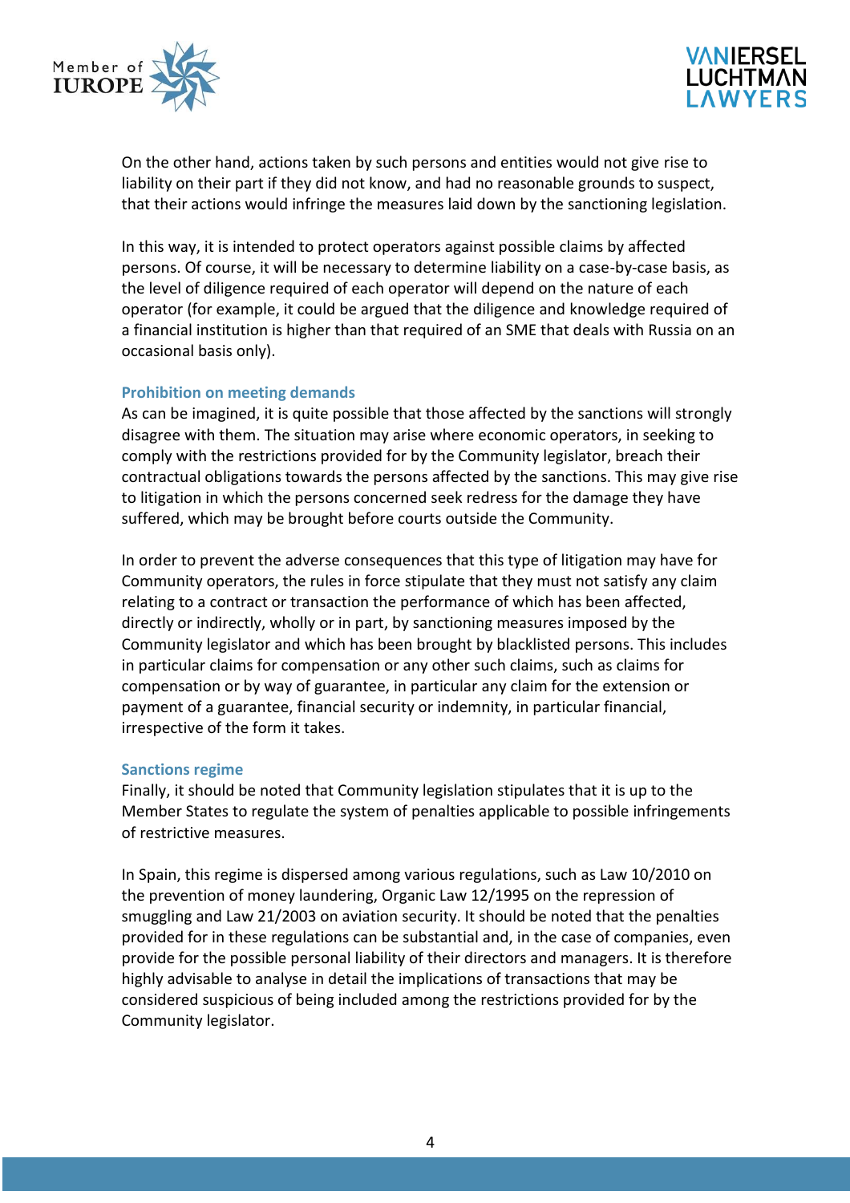On the other hand, actions taken by such persons and entities would not give rise to liability on their part if they did not know, and had no reasonable grounds to suspect, that their actions would infringe the measures laid down by the sanctioning legislation.

In this way, it is intended to protect operators against possible claims by affected persons. Of course, it will be necessary to determine liability on a case-by-case basis, as the level of diligence required of each operator will depend on the nature of each operator (for example, it could be argued that the diligence and knowledge required of a financial institution is higher than that required of an SME that deals with Russia on an occasional basis only).

### Prohibition on meeting demands

As can be imagined, it is quite possible that those affected by the sanctions will strongly disagree with them. The situation may arise where economic operators, in seeking to comply with the restrictions provided for by the Community legislator, breach their contractual obligations towards the persons affected by the sanctions. This may give rise to litigation in which the persons concerned seek redress for the damage they have suffered, which may be brought before courts outside the Community.

In order to prevent the adverse consequences that this type of litigation may have for Community operators, the rules in force stipulate that they must not satisfy any claim relating to a contract or transaction the performance of which has been affected, directly or indirectly, wholly or in part, by sanctioning measures imposed by the Community legislator and which has been brought by blacklisted persons. This includes in particular claims for compensation or any other such claims, such as claims for compensation or by way of guarantee, in particular any claim for the extension or payment of a guarantee, financial security or indemnity, in particular financial, irrespective of the form it takes.

### Sanctions regime

Finally, it should be noted that Community legislation stipulates that it is up to the Member States to regulate the system of penalties applicable to possible infringements of restrictive measures.

In Spain, this regime is dispersed among various regulations, such as Law 10/2010 on the prevention of money laundering, Organic Law 12/1995 on the repression of smuggling and Law 21/2003 on aviation security. It should be noted that the penalties provided for in these regulations can be substantial and, in the case of companies, even provide for the possible personal liability of their directors and managers. It is therefore highly advisable to analyse in detail the implications of transactions that may be considered suspicious of being included among the restrictions provided for by the Community legislator.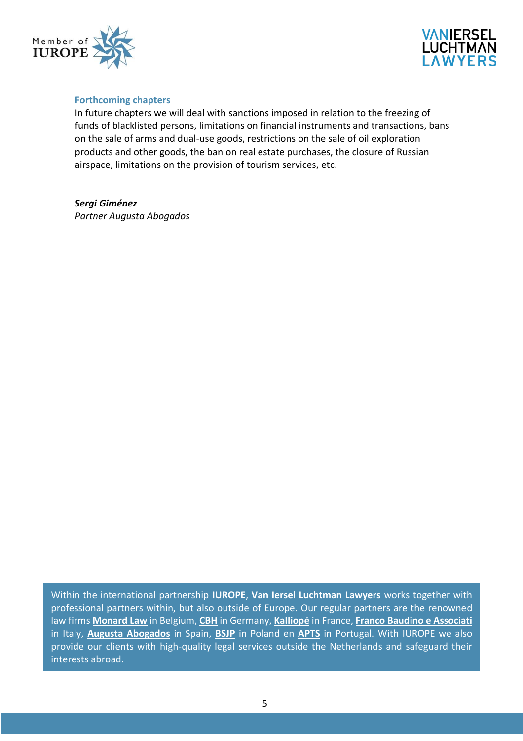### Forthcoming chapters

In future chapters we will deal with sanctions imposed in relation to the freezing of funds of blacklisted persons, limitations on financial instruments and transactions, bans on the sale of arms and dual-use goods, restrictions on the sale of oil exploration products and other goods, the ban on real estate purchases, the closure of Russian airspace, limitations on the provision of tourism services, etc.

***Sergi Giménez***
*Partner Augusta Abogados*

Within the international partnership **IUROPE**, **Van Iersel Luchtman Lawyers** works together with professional partners within, but also outside of Europe. Our regular partners are the renowned law firms **Monard Law** in Belgium, **CBH** in Germany, **Kalliopé** in France, **Franco Baudino e Associati** in Italy, **Augusta Abogados** in Spain, **BSJP** in Poland en **APTS** in Portugal. With IUROPE we also provide our clients with high-quality legal services outside the Netherlands and safeguard their interests abroad.